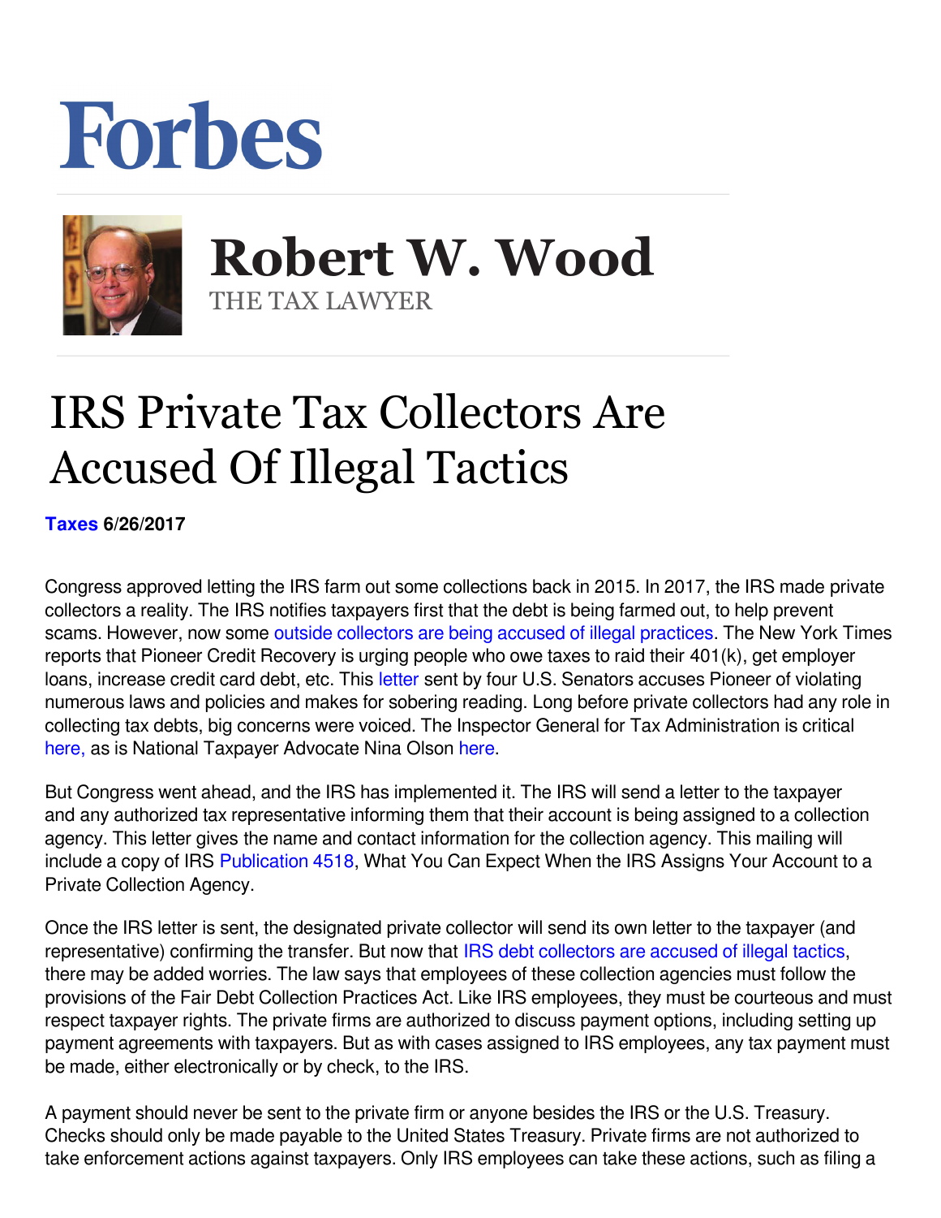# Forbes

## Robert W. Wood

THE TAX LAWYER

# IRS Private Tax Collectors Are Accused Of Illegal Tactics

**Taxes 6/26/2017**

Congress approved letting the IRS farm out some collections back in 2015. In 2017, the IRS made private collectors a reality. The IRS notifies taxpayers first that the debt is being farmed out, to help prevent scams. However, now some outside collectors are being accused of illegal practices. The New York Times reports that Pioneer Credit Recovery is urging people who owe taxes to raid their 401(k), get employer loans, increase credit card debt, etc. This letter sent by four U.S. Senators accuses Pioneer of violating numerous laws and policies and makes for sobering reading. Long before private collectors had any role in collecting tax debts, big concerns were voiced. The Inspector General for Tax Administration is critical here, as is National Taxpayer Advocate Nina Olson here.

But Congress went ahead, and the IRS has implemented it. The IRS will send a letter to the taxpayer and any authorized tax representative informing them that their account is being assigned to a collection agency. This letter gives the name and contact information for the collection agency. This mailing will include a copy of IRS Publication 4518, What You Can Expect When the IRS Assigns Your Account to a Private Collection Agency.

Once the IRS letter is sent, the designated private collector will send its own letter to the taxpayer (and representative) confirming the transfer. But now that IRS debt collectors are accused of illegal tactics, there may be added worries. The law says that employees of these collection agencies must follow the provisions of the Fair Debt Collection Practices Act. Like IRS employees, they must be courteous and must respect taxpayer rights. The private firms are authorized to discuss payment options, including setting up payment agreements with taxpayers. But as with cases assigned to IRS employees, any tax payment must be made, either electronically or by check, to the IRS.

A payment should never be sent to the private firm or anyone besides the IRS or the U.S. Treasury. Checks should only be made payable to the United States Treasury. Private firms are not authorized to take enforcement actions against taxpayers. Only IRS employees can take these actions, such as filing a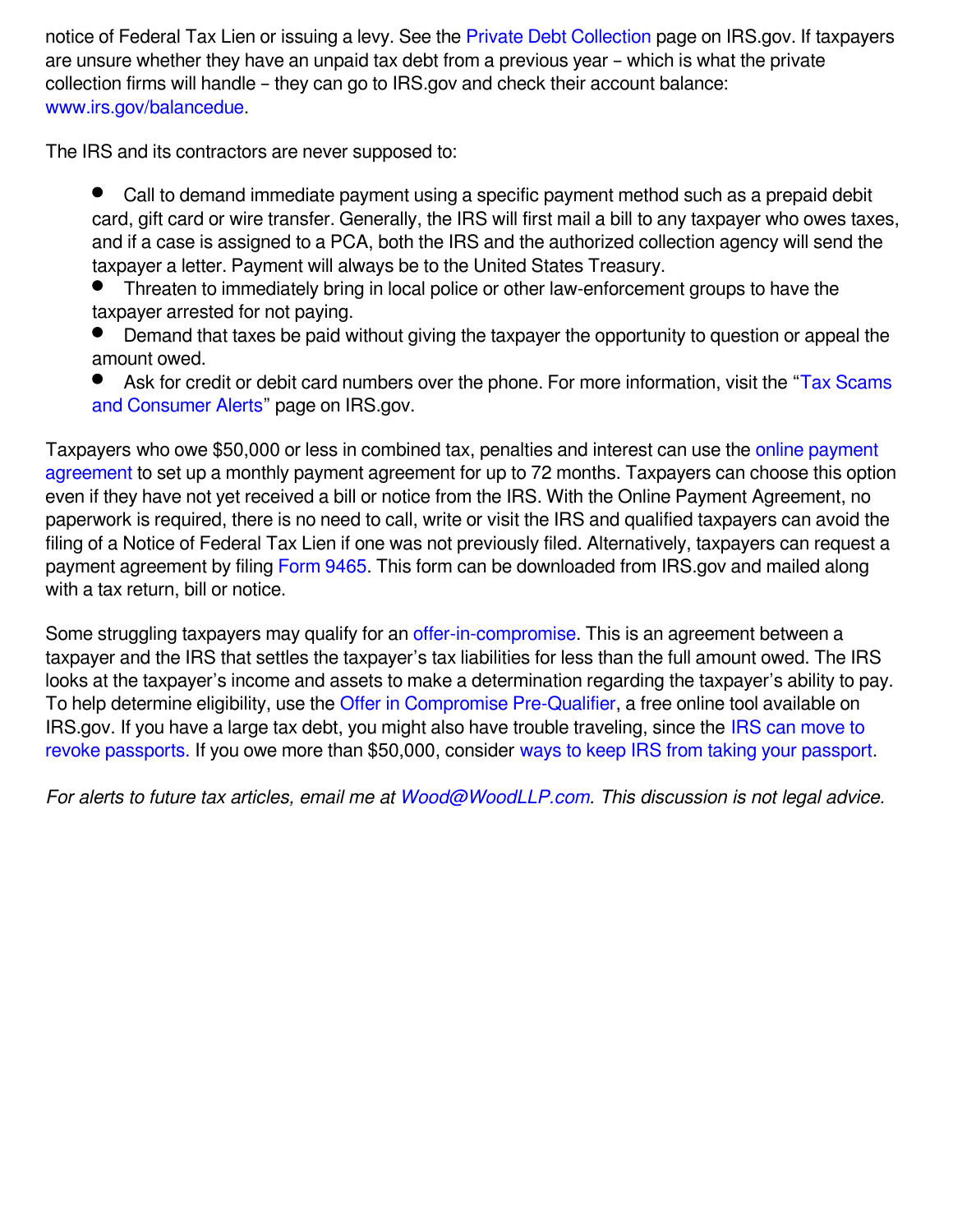notice of Federal Tax Lien or issuing a levy. See the Private Debt Collection page on IRS.gov. If taxpayers are unsure whether they have an unpaid tax debt from a previous year – which is what the private collection firms will handle – they can go to IRS.gov and check their account balance: www.irs.gov/balancedue.

The IRS and its contractors are never supposed to:

- Call to demand immediate payment using a specific payment method such as a prepaid debit card, gift card or wire transfer. Generally, the IRS will first mail a bill to any taxpayer who owes taxes, and if a case is assigned to a PCA, both the IRS and the authorized collection agency will send the taxpayer a letter. Payment will always be to the United States Treasury.
- Threaten to immediately bring in local police or other law-enforcement groups to have the taxpayer arrested for not paying.
- Demand that taxes be paid without giving the taxpayer the opportunity to question or appeal the amount owed.
- Ask for credit or debit card numbers over the phone. For more information, visit the "Tax Scams and Consumer Alerts" page on IRS.gov.

Taxpayers who owe $50,000 or less in combined tax, penalties and interest can use the online payment agreement to set up a monthly payment agreement for up to 72 months. Taxpayers can choose this option even if they have not yet received a bill or notice from the IRS. With the Online Payment Agreement, no paperwork is required, there is no need to call, write or visit the IRS and qualified taxpayers can avoid the filing of a Notice of Federal Tax Lien if one was not previously filed. Alternatively, taxpayers can request a payment agreement by filing Form 9465. This form can be downloaded from IRS.gov and mailed along with a tax return, bill or notice.

Some struggling taxpayers may qualify for an offer-in-compromise. This is an agreement between a taxpayer and the IRS that settles the taxpayer's tax liabilities for less than the full amount owed. The IRS looks at the taxpayer's income and assets to make a determination regarding the taxpayer's ability to pay. To help determine eligibility, use the Offer in Compromise Pre-Qualifier, a free online tool available on IRS.gov. If you have a large tax debt, you might also have trouble traveling, since the IRS can move to revoke passports. If you owe more than $50,000, consider ways to keep IRS from taking your passport.

*For alerts to future tax articles, email me at Wood@WoodLLP.com. This discussion is not legal advice.*